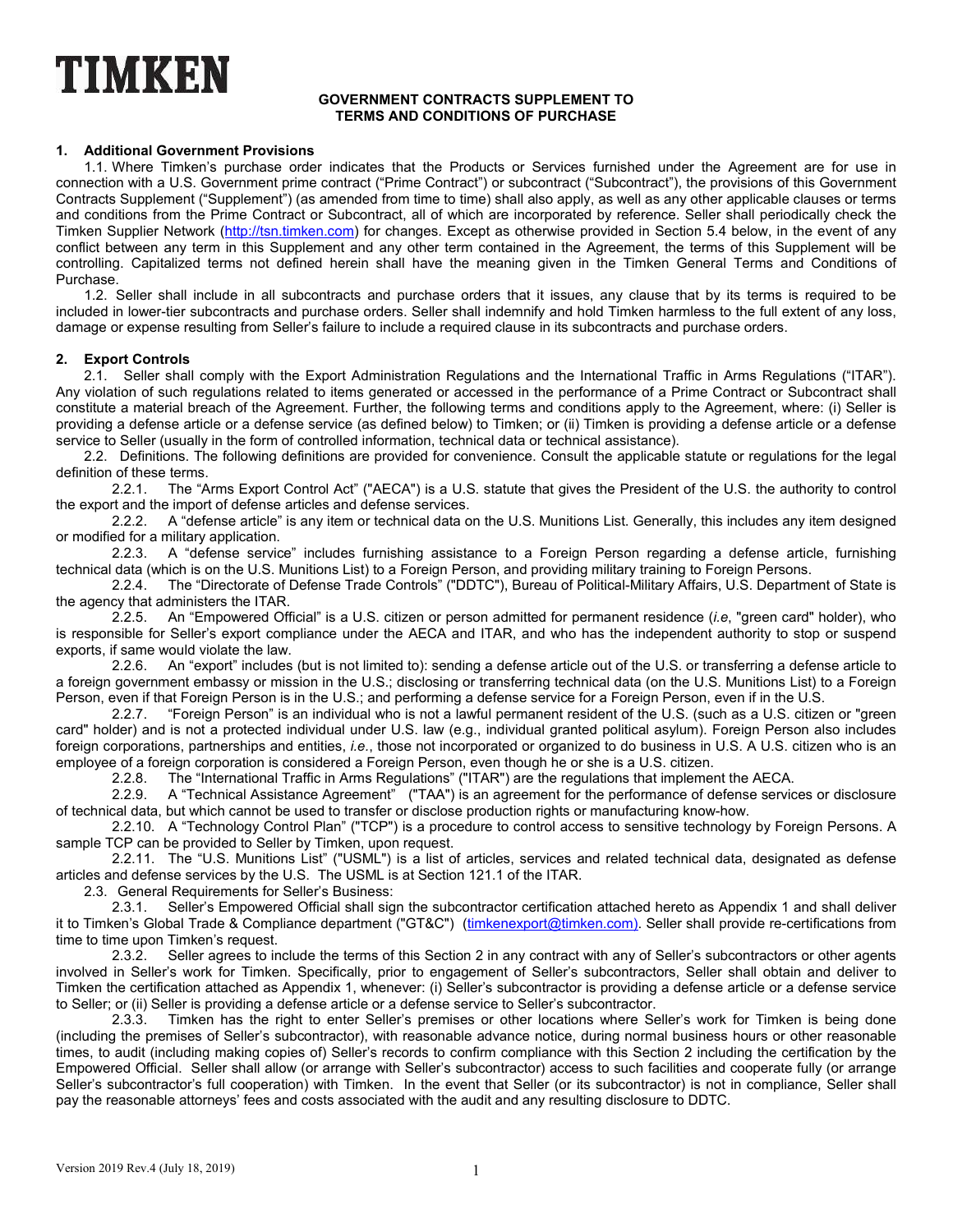# TIMKEN

**GOVERNMENT CONTRACTS SUPPLEMENT TO TERMS AND CONDITIONS OF PURCHASE**

## 1. Additional Government Provisions

1.1. Where Timken's purchase order indicates that the Products or Services furnished under the Agreement are for use in connection with a U.S. Government prime contract ("Prime Contract") or subcontract ("Subcontract"), the provisions of this Government Contracts Supplement ("Supplement") (as amended from time to time) shall also apply, as well as any other applicable clauses or terms and conditions from the Prime Contract or Subcontract, all of which are incorporated by reference. Seller shall periodically check the Timken Supplier Network (http://tsn.timken.com) for changes. Except as otherwise provided in Section 5.4 below, in the event of any conflict between any term in this Supplement and any other term contained in the Agreement, the terms of this Supplement will be controlling. Capitalized terms not defined herein shall have the meaning given in the Timken General Terms and Conditions of Purchase.

1.2. Seller shall include in all subcontracts and purchase orders that it issues, any clause that by its terms is required to be included in lower-tier subcontracts and purchase orders. Seller shall indemnify and hold Timken harmless to the full extent of any loss, damage or expense resulting from Seller's failure to include a required clause in its subcontracts and purchase orders.

## 2. Export Controls

2.1. Seller shall comply with the Export Administration Regulations and the International Traffic in Arms Regulations ("ITAR"). Any violation of such regulations related to items generated or accessed in the performance of a Prime Contract or Subcontract shall constitute a material breach of the Agreement. Further, the following terms and conditions apply to the Agreement, where: (i) Seller is providing a defense article or a defense service (as defined below) to Timken; or (ii) Timken is providing a defense article or a defense service to Seller (usually in the form of controlled information, technical data or technical assistance).

2.2. Definitions. The following definitions are provided for convenience. Consult the applicable statute or regulations for the legal definition of these terms.

2.2.1. The "Arms Export Control Act" ("AECA") is a U.S. statute that gives the President of the U.S. the authority to control the export and the import of defense articles and defense services.

2.2.2. A "defense article" is any item or technical data on the U.S. Munitions List. Generally, this includes any item designed or modified for a military application.

2.2.3. A "defense service" includes furnishing assistance to a Foreign Person regarding a defense article, furnishing technical data (which is on the U.S. Munitions List) to a Foreign Person, and providing military training to Foreign Persons.

2.2.4. The "Directorate of Defense Trade Controls" ("DDTC"), Bureau of Political-Military Affairs, U.S. Department of State is the agency that administers the ITAR.

2.2.5. An "Empowered Official" is a U.S. citizen or person admitted for permanent residence (*i.e*, "green card" holder), who is responsible for Seller's export compliance under the AECA and ITAR, and who has the independent authority to stop or suspend exports, if same would violate the law.

2.2.6. An "export" includes (but is not limited to): sending a defense article out of the U.S. or transferring a defense article to a foreign government embassy or mission in the U.S.; disclosing or transferring technical data (on the U.S. Munitions List) to a Foreign Person, even if that Foreign Person is in the U.S.; and performing a defense service for a Foreign Person, even if in the U.S.

2.2.7. "Foreign Person" is an individual who is not a lawful permanent resident of the U.S. (such as a U.S. citizen or "green card" holder) and is not a protected individual under U.S. law (e.g., individual granted political asylum). Foreign Person also includes foreign corporations, partnerships and entities, *i.e.*, those not incorporated or organized to do business in U.S. A U.S. citizen who is an employee of a foreign corporation is considered a Foreign Person, even though he or she is a U.S. citizen.

2.2.8. The "International Traffic in Arms Regulations" ("ITAR") are the regulations that implement the AECA.

2.2.9. A "Technical Assistance Agreement" ("TAA") is an agreement for the performance of defense services or disclosure of technical data, but which cannot be used to transfer or disclose production rights or manufacturing know-how.

2.2.10. A "Technology Control Plan" ("TCP") is a procedure to control access to sensitive technology by Foreign Persons. A sample TCP can be provided to Seller by Timken, upon request.

2.2.11. The "U.S. Munitions List" ("USML") is a list of articles, services and related technical data, designated as defense articles and defense services by the U.S. The USML is at Section 121.1 of the ITAR.

2.3. General Requirements for Seller's Business:

2.3.1. Seller's Empowered Official shall sign the subcontractor certification attached hereto as Appendix 1 and shall deliver it to Timken's Global Trade & Compliance department ("GT&C") (timkenexport@timken.com). Seller shall provide re-certifications from time to time upon Timken's request.

2.3.2. Seller agrees to include the terms of this Section 2 in any contract with any of Seller's subcontractors or other agents involved in Seller's work for Timken. Specifically, prior to engagement of Seller's subcontractors, Seller shall obtain and deliver to Timken the certification attached as Appendix 1, whenever: (i) Seller's subcontractor is providing a defense article or a defense service to Seller; or (ii) Seller is providing a defense article or a defense service to Seller's subcontractor.

2.3.3. Timken has the right to enter Seller's premises or other locations where Seller's work for Timken is being done (including the premises of Seller's subcontractor), with reasonable advance notice, during normal business hours or other reasonable times, to audit (including making copies of) Seller's records to confirm compliance with this Section 2 including the certification by the Empowered Official. Seller shall allow (or arrange with Seller's subcontractor) access to such facilities and cooperate fully (or arrange Seller's subcontractor's full cooperation) with Timken. In the event that Seller (or its subcontractor) is not in compliance, Seller shall pay the reasonable attorneys' fees and costs associated with the audit and any resulting disclosure to DDTC.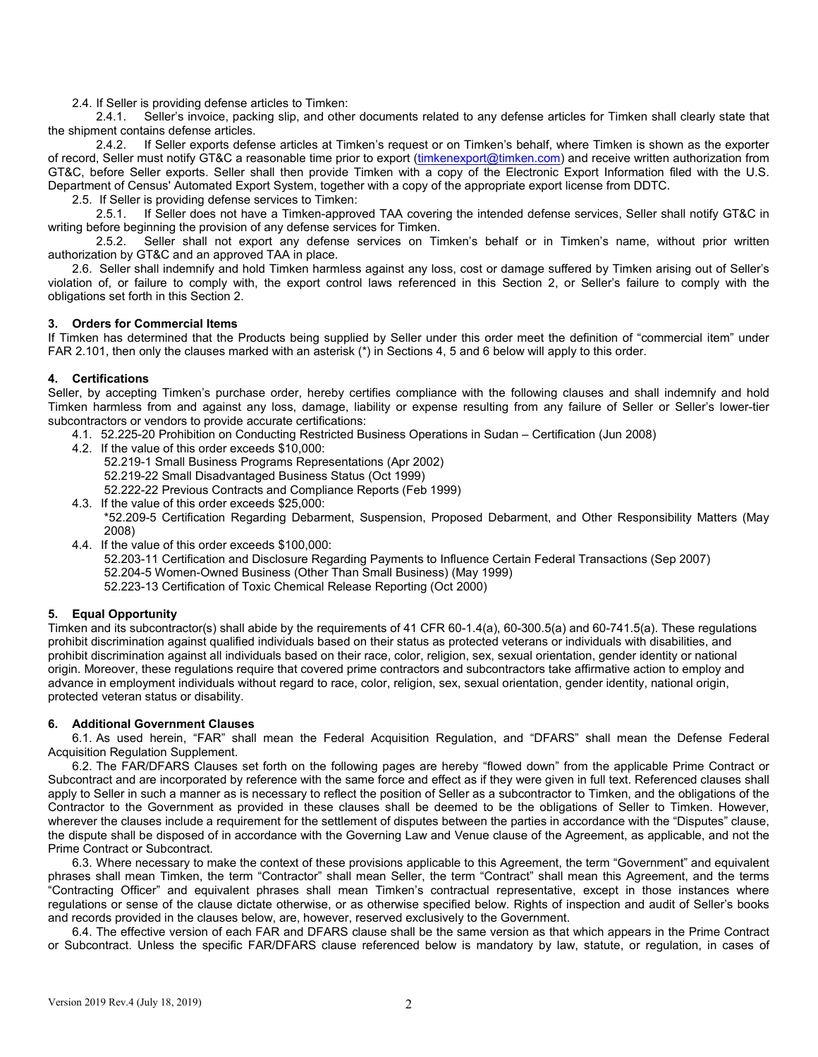2.4. If Seller is providing defense articles to Timken:

2.4.1. Seller's invoice, packing slip, and other documents related to any defense articles for Timken shall clearly state that the shipment contains defense articles.

2.4.2. If Seller exports defense articles at Timken's request or on Timken's behalf, where Timken is shown as the exporter of record, Seller must notify GT&C a reasonable time prior to export (timkenexport@timken.com) and receive written authorization from GT&C, before Seller exports. Seller shall then provide Timken with a copy of the Electronic Export Information filed with the U.S. Department of Census' Automated Export System, together with a copy of the appropriate export license from DDTC.

2.5. If Seller is providing defense services to Timken:

2.5.1. If Seller does not have a Timken-approved TAA covering the intended defense services, Seller shall notify GT&C in writing before beginning the provision of any defense services for Timken.

2.5.2. Seller shall not export any defense services on Timken's behalf or in Timken's name, without prior written authorization by GT&C and an approved TAA in place.

2.6. Seller shall indemnify and hold Timken harmless against any loss, cost or damage suffered by Timken arising out of Seller's violation of, or failure to comply with, the export control laws referenced in this Section 2, or Seller's failure to comply with the obligations set forth in this Section 2.

### 3. Orders for Commercial Items

If Timken has determined that the Products being supplied by Seller under this order meet the definition of "commercial item" under FAR 2.101, then only the clauses marked with an asterisk (*) in Sections 4, 5 and 6 below will apply to this order.

### 4. Certifications

Seller, by accepting Timken's purchase order, hereby certifies compliance with the following clauses and shall indemnify and hold Timken harmless from and against any loss, damage, liability or expense resulting from any failure of Seller or Seller's lower-tier subcontractors or vendors to provide accurate certifications:

4.1. 52.225-20 Prohibition on Conducting Restricted Business Operations in Sudan – Certification (Jun 2008)

4.2. If the value of this order exceeds $10,000:
- 52.219-1 Small Business Programs Representations (Apr 2002)
- 52.219-22 Small Disadvantaged Business Status (Oct 1999)
- 52.222-22 Previous Contracts and Compliance Reports (Feb 1999)

4.3. If the value of this order exceeds $25,000:
- *52.209-5 Certification Regarding Debarment, Suspension, Proposed Debarment, and Other Responsibility Matters (May 2008)

4.4. If the value of this order exceeds $100,000:
- 52.203-11 Certification and Disclosure Regarding Payments to Influence Certain Federal Transactions (Sep 2007)
- 52.204-5 Women-Owned Business (Other Than Small Business) (May 1999)
- 52.223-13 Certification of Toxic Chemical Release Reporting (Oct 2000)

### 5. Equal Opportunity

Timken and its subcontractor(s) shall abide by the requirements of 41 CFR 60-1.4(a), 60-300.5(a) and 60-741.5(a). These regulations prohibit discrimination against qualified individuals based on their status as protected veterans or individuals with disabilities, and prohibit discrimination against all individuals based on their race, color, religion, sex, sexual orientation, gender identity or national origin. Moreover, these regulations require that covered prime contractors and subcontractors take affirmative action to employ and advance in employment individuals without regard to race, color, religion, sex, sexual orientation, gender identity, national origin, protected veteran status or disability.

### 6. Additional Government Clauses

6.1. As used herein, "FAR" shall mean the Federal Acquisition Regulation, and "DFARS" shall mean the Defense Federal Acquisition Regulation Supplement.

6.2. The FAR/DFARS Clauses set forth on the following pages are hereby "flowed down" from the applicable Prime Contract or Subcontract and are incorporated by reference with the same force and effect as if they were given in full text. Referenced clauses shall apply to Seller in such a manner as is necessary to reflect the position of Seller as a subcontractor to Timken, and the obligations of the Contractor to the Government as provided in these clauses shall be deemed to be the obligations of Seller to Timken. However, wherever the clauses include a requirement for the settlement of disputes between the parties in accordance with the "Disputes" clause, the dispute shall be disposed of in accordance with the Governing Law and Venue clause of the Agreement, as applicable, and not the Prime Contract or Subcontract.

6.3. Where necessary to make the context of these provisions applicable to this Agreement, the term "Government" and equivalent phrases shall mean Timken, the term "Contractor" shall mean Seller, the term "Contract" shall mean this Agreement, and the terms "Contracting Officer" and equivalent phrases shall mean Timken's contractual representative, except in those instances where regulations or sense of the clause dictate otherwise, or as otherwise specified below. Rights of inspection and audit of Seller's books and records provided in the clauses below, are, however, reserved exclusively to the Government.

6.4. The effective version of each FAR and DFARS clause shall be the same version as that which appears in the Prime Contract or Subcontract. Unless the specific FAR/DFARS clause referenced below is mandatory by law, statute, or regulation, in cases of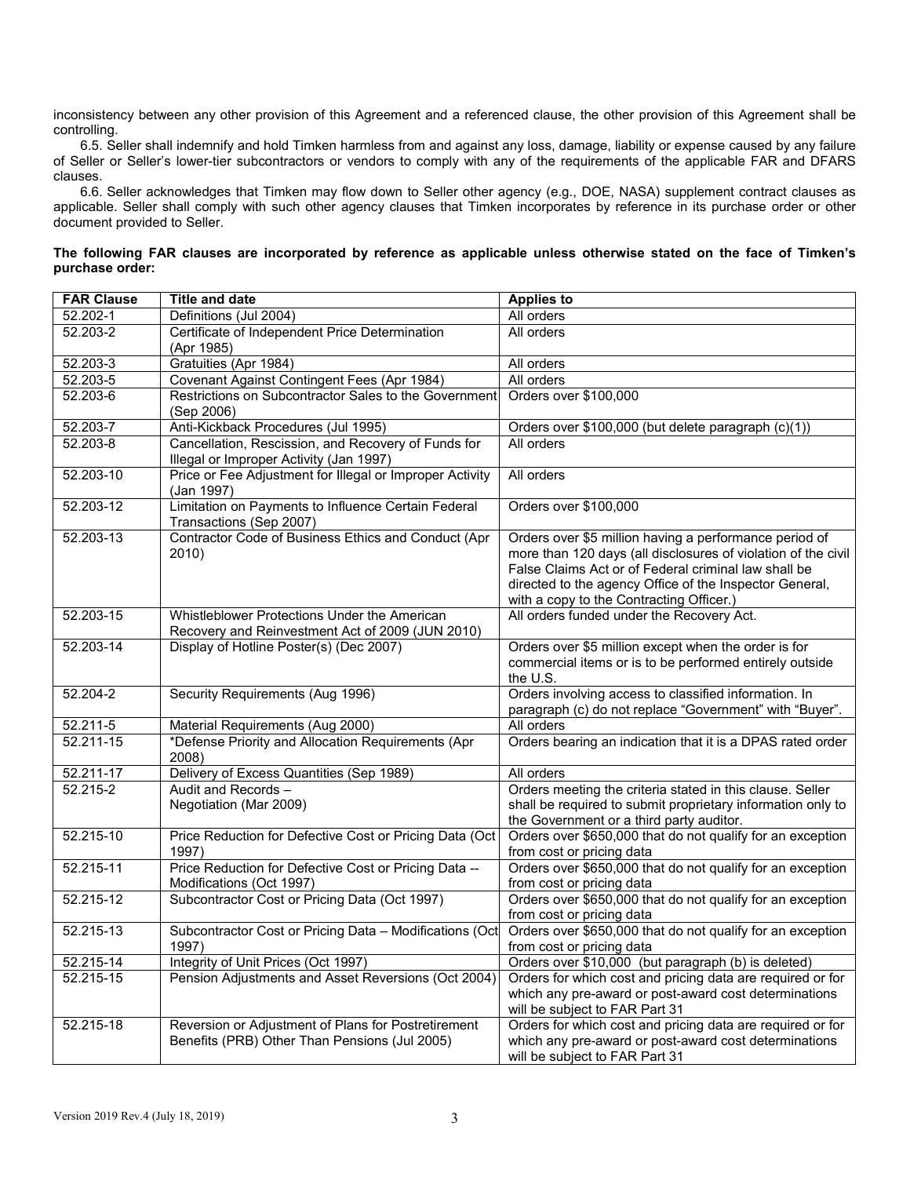inconsistency between any other provision of this Agreement and a referenced clause, the other provision of this Agreement shall be controlling.

6.5. Seller shall indemnify and hold Timken harmless from and against any loss, damage, liability or expense caused by any failure of Seller or Seller's lower-tier subcontractors or vendors to comply with any of the requirements of the applicable FAR and DFARS clauses.

6.6. Seller acknowledges that Timken may flow down to Seller other agency (e.g., DOE, NASA) supplement contract clauses as applicable. Seller shall comply with such other agency clauses that Timken incorporates by reference in its purchase order or other document provided to Seller.

**The following FAR clauses are incorporated by reference as applicable unless otherwise stated on the face of Timken's purchase order:**

| FAR Clause | Title and date | Applies to |
|---|---|---|
| 52.202-1 | Definitions (Jul 2004) | All orders |
| 52.203-2 | Certificate of Independent Price Determination (Apr 1985) | All orders |
| 52.203-3 | Gratuities (Apr 1984) | All orders |
| 52.203-5 | Covenant Against Contingent Fees (Apr 1984) | All orders |
| 52.203-6 | Restrictions on Subcontractor Sales to the Government (Sep 2006) | Orders over $100,000 |
| 52.203-7 | Anti-Kickback Procedures (Jul 1995) | Orders over $100,000 (but delete paragraph (c)(1)) |
| 52.203-8 | Cancellation, Rescission, and Recovery of Funds for Illegal or Improper Activity (Jan 1997) | All orders |
| 52.203-10 | Price or Fee Adjustment for Illegal or Improper Activity (Jan 1997) | All orders |
| 52.203-12 | Limitation on Payments to Influence Certain Federal Transactions (Sep 2007) | Orders over $100,000 |
| 52.203-13 | Contractor Code of Business Ethics and Conduct (Apr 2010) | Orders over $5 million having a performance period of more than 120 days (all disclosures of violation of the civil False Claims Act or of Federal criminal law shall be directed to the agency Office of the Inspector General, with a copy to the Contracting Officer.) |
| 52.203-15 | Whistleblower Protections Under the American Recovery and Reinvestment Act of 2009 (JUN 2010) | All orders funded under the Recovery Act. |
| 52.203-14 | Display of Hotline Poster(s) (Dec 2007) | Orders over $5 million except when the order is for commercial items or is to be performed entirely outside the U.S. |
| 52.204-2 | Security Requirements (Aug 1996) | Orders involving access to classified information. In paragraph (c) do not replace "Government" with "Buyer". |
| 52.211-5 | Material Requirements (Aug 2000) | All orders |
| 52.211-15 | *Defense Priority and Allocation Requirements (Apr 2008) | Orders bearing an indication that it is a DPAS rated order |
| 52.211-17 | Delivery of Excess Quantities (Sep 1989) | All orders |
| 52.215-2 | Audit and Records – Negotiation (Mar 2009) | Orders meeting the criteria stated in this clause. Seller shall be required to submit proprietary information only to the Government or a third party auditor. |
| 52.215-10 | Price Reduction for Defective Cost or Pricing Data (Oct 1997) | Orders over $650,000 that do not qualify for an exception from cost or pricing data |
| 52.215-11 | Price Reduction for Defective Cost or Pricing Data -- Modifications (Oct 1997) | Orders over $650,000 that do not qualify for an exception from cost or pricing data |
| 52.215-12 | Subcontractor Cost or Pricing Data (Oct 1997) | Orders over $650,000 that do not qualify for an exception from cost or pricing data |
| 52.215-13 | Subcontractor Cost or Pricing Data – Modifications (Oct 1997) | Orders over $650,000 that do not qualify for an exception from cost or pricing data |
| 52.215-14 | Integrity of Unit Prices (Oct 1997) | Orders over $10,000 (but paragraph (b) is deleted) |
| 52.215-15 | Pension Adjustments and Asset Reversions (Oct 2004) | Orders for which cost and pricing data are required or for which any pre-award or post-award cost determinations will be subject to FAR Part 31 |
| 52.215-18 | Reversion or Adjustment of Plans for Postretirement Benefits (PRB) Other Than Pensions (Jul 2005) | Orders for which cost and pricing data are required or for which any pre-award or post-award cost determinations will be subject to FAR Part 31 |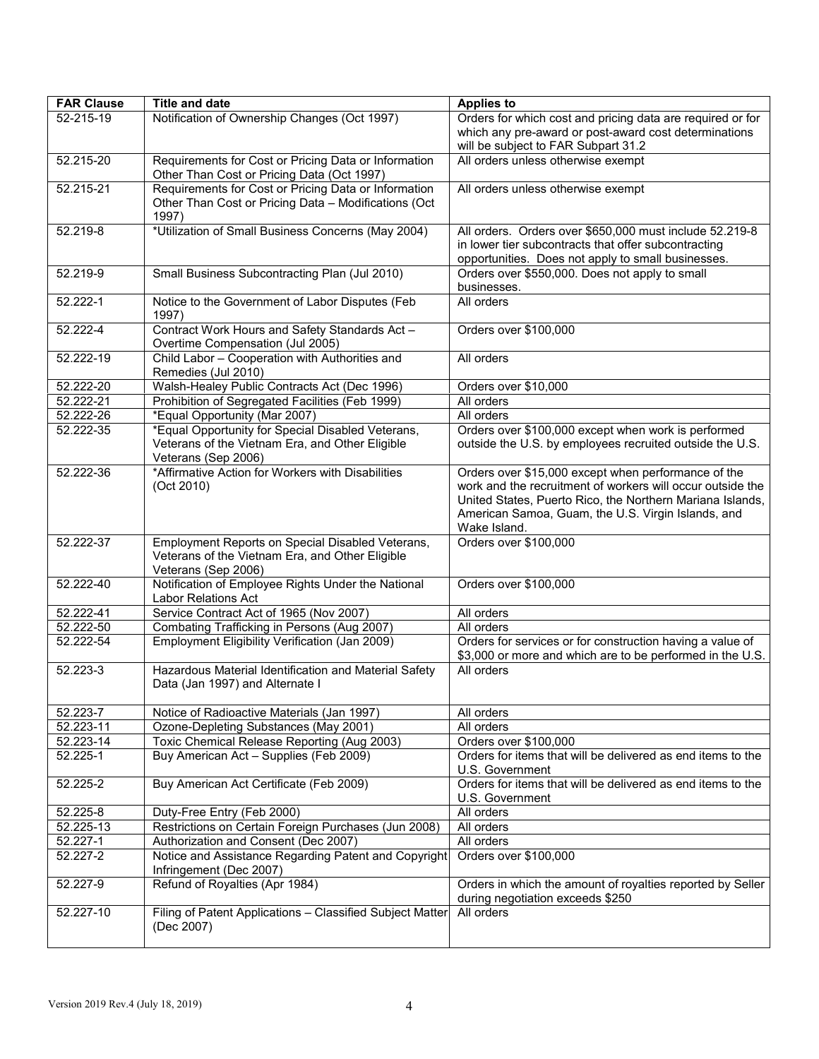| FAR Clause | Title and date | Applies to |
|---|---|---|
| 52-215-19 | Notification of Ownership Changes (Oct 1997) | Orders for which cost and pricing data are required or for which any pre-award or post-award cost determinations will be subject to FAR Subpart 31.2 |
| 52.215-20 | Requirements for Cost or Pricing Data or Information Other Than Cost or Pricing Data (Oct 1997) | All orders unless otherwise exempt |
| 52.215-21 | Requirements for Cost or Pricing Data or Information Other Than Cost or Pricing Data – Modifications (Oct 1997) | All orders unless otherwise exempt |
| 52.219-8 | *Utilization of Small Business Concerns (May 2004) | All orders. Orders over $650,000 must include 52.219-8 in lower tier subcontracts that offer subcontracting opportunities. Does not apply to small businesses. |
| 52.219-9 | Small Business Subcontracting Plan (Jul 2010) | Orders over $550,000. Does not apply to small businesses. |
| 52.222-1 | Notice to the Government of Labor Disputes (Feb 1997) | All orders |
| 52.222-4 | Contract Work Hours and Safety Standards Act – Overtime Compensation (Jul 2005) | Orders over $100,000 |
| 52.222-19 | Child Labor – Cooperation with Authorities and Remedies (Jul 2010) | All orders |
| 52.222-20 | Walsh-Healey Public Contracts Act (Dec 1996) | Orders over $10,000 |
| 52.222-21 | Prohibition of Segregated Facilities (Feb 1999) | All orders |
| 52.222-26 | *Equal Opportunity (Mar 2007) | All orders |
| 52.222-35 | *Equal Opportunity for Special Disabled Veterans, Veterans of the Vietnam Era, and Other Eligible Veterans (Sep 2006) | Orders over $100,000 except when work is performed outside the U.S. by employees recruited outside the U.S. |
| 52.222-36 | *Affirmative Action for Workers with Disabilities (Oct 2010) | Orders over $15,000 except when performance of the work and the recruitment of workers will occur outside the United States, Puerto Rico, the Northern Mariana Islands, American Samoa, Guam, the U.S. Virgin Islands, and Wake Island. |
| 52.222-37 | Employment Reports on Special Disabled Veterans, Veterans of the Vietnam Era, and Other Eligible Veterans (Sep 2006) | Orders over $100,000 |
| 52.222-40 | Notification of Employee Rights Under the National Labor Relations Act | Orders over $100,000 |
| 52.222-41 | Service Contract Act of 1965 (Nov 2007) | All orders |
| 52.222-50 | Combating Trafficking in Persons (Aug 2007) | All orders |
| 52.222-54 | Employment Eligibility Verification (Jan 2009) | Orders for services or for construction having a value of $3,000 or more and which are to be performed in the U.S. |
| 52.223-3 | Hazardous Material Identification and Material Safety Data (Jan 1997) and Alternate I | All orders |
| 52.223-7 | Notice of Radioactive Materials (Jan 1997) | All orders |
| 52.223-11 | Ozone-Depleting Substances (May 2001) | All orders |
| 52.223-14 | Toxic Chemical Release Reporting (Aug 2003) | Orders over $100,000 |
| 52.225-1 | Buy American Act – Supplies (Feb 2009) | Orders for items that will be delivered as end items to the U.S. Government |
| 52.225-2 | Buy American Act Certificate (Feb 2009) | Orders for items that will be delivered as end items to the U.S. Government |
| 52.225-8 | Duty-Free Entry (Feb 2000) | All orders |
| 52.225-13 | Restrictions on Certain Foreign Purchases (Jun 2008) | All orders |
| 52.227-1 | Authorization and Consent (Dec 2007) | All orders |
| 52.227-2 | Notice and Assistance Regarding Patent and Copyright Infringement (Dec 2007) | Orders over $100,000 |
| 52.227-9 | Refund of Royalties (Apr 1984) | Orders in which the amount of royalties reported by Seller during negotiation exceeds $250 |
| 52.227-10 | Filing of Patent Applications – Classified Subject Matter (Dec 2007) | All orders |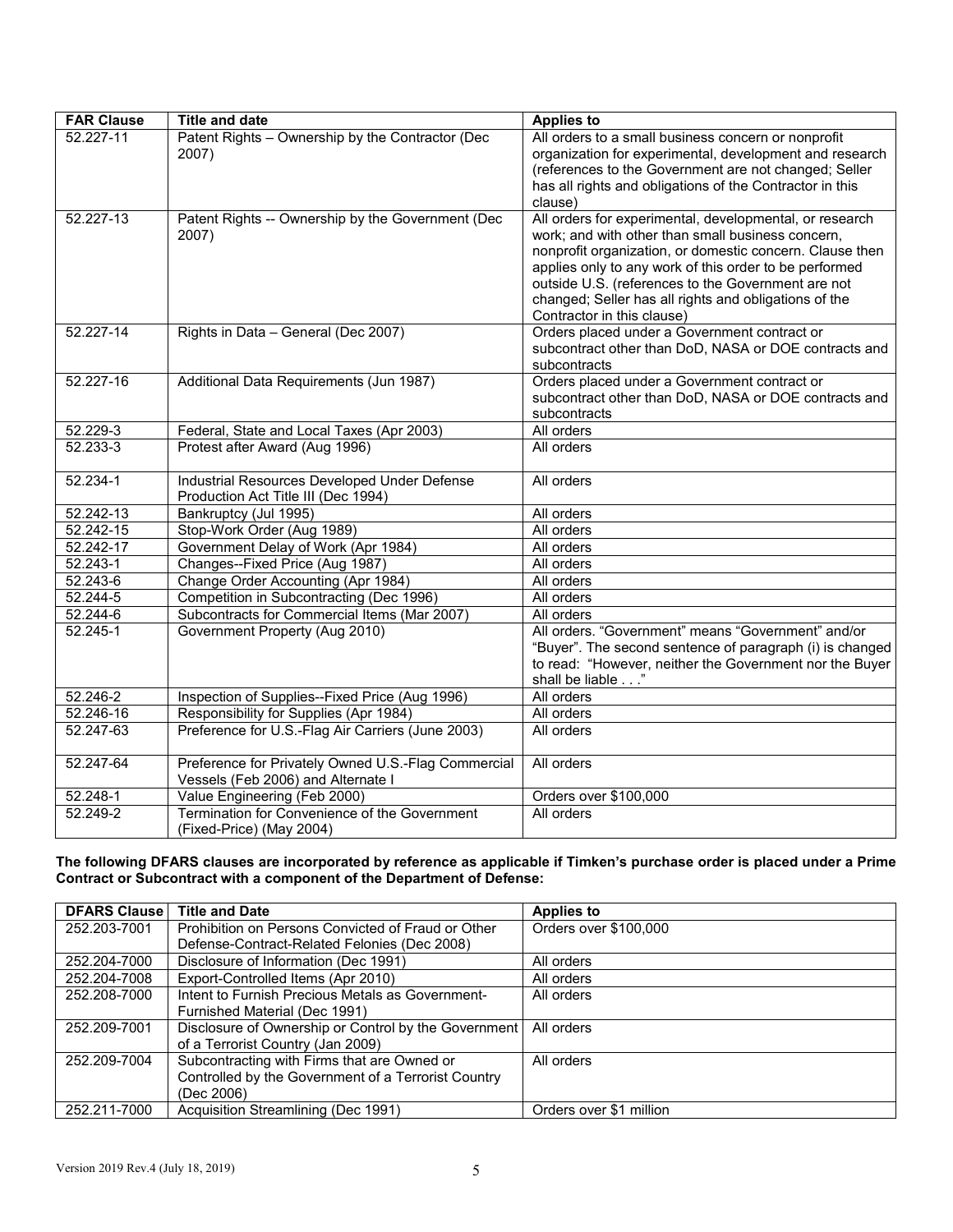| FAR Clause | Title and date | Applies to |
|---|---|---|
| 52.227-11 | Patent Rights – Ownership by the Contractor (Dec 2007) | All orders to a small business concern or nonprofit organization for experimental, development and research (references to the Government are not changed; Seller has all rights and obligations of the Contractor in this clause) |
| 52.227-13 | Patent Rights -- Ownership by the Government (Dec 2007) | All orders for experimental, developmental, or research work; and with other than small business concern, nonprofit organization, or domestic concern. Clause then applies only to any work of this order to be performed outside U.S. (references to the Government are not changed; Seller has all rights and obligations of the Contractor in this clause) |
| 52.227-14 | Rights in Data – General (Dec 2007) | Orders placed under a Government contract or subcontract other than DoD, NASA or DOE contracts and subcontracts |
| 52.227-16 | Additional Data Requirements (Jun 1987) | Orders placed under a Government contract or subcontract other than DoD, NASA or DOE contracts and subcontracts |
| 52.229-3 | Federal, State and Local Taxes (Apr 2003) | All orders |
| 52.233-3 | Protest after Award (Aug 1996) | All orders |
| 52.234-1 | Industrial Resources Developed Under Defense Production Act Title III (Dec 1994) | All orders |
| 52.242-13 | Bankruptcy (Jul 1995) | All orders |
| 52.242-15 | Stop-Work Order (Aug 1989) | All orders |
| 52.242-17 | Government Delay of Work (Apr 1984) | All orders |
| 52.243-1 | Changes--Fixed Price (Aug 1987) | All orders |
| 52.243-6 | Change Order Accounting (Apr 1984) | All orders |
| 52.244-5 | Competition in Subcontracting (Dec 1996) | All orders |
| 52.244-6 | Subcontracts for Commercial Items (Mar 2007) | All orders |
| 52.245-1 | Government Property (Aug 2010) | All orders. "Government" means "Government" and/or "Buyer". The second sentence of paragraph (i) is changed to read: "However, neither the Government nor the Buyer shall be liable . . ." |
| 52.246-2 | Inspection of Supplies--Fixed Price (Aug 1996) | All orders |
| 52.246-16 | Responsibility for Supplies (Apr 1984) | All orders |
| 52.247-63 | Preference for U.S.-Flag Air Carriers (June 2003) | All orders |
| 52.247-64 | Preference for Privately Owned U.S.-Flag Commercial Vessels (Feb 2006) and Alternate I | All orders |
| 52.248-1 | Value Engineering (Feb 2000) | Orders over $100,000 |
| 52.249-2 | Termination for Convenience of the Government (Fixed-Price) (May 2004) | All orders |

**The following DFARS clauses are incorporated by reference as applicable if Timken's purchase order is placed under a Prime Contract or Subcontract with a component of the Department of Defense:**

| DFARS Clause | Title and Date | Applies to |
|---|---|---|
| 252.203-7001 | Prohibition on Persons Convicted of Fraud or Other Defense-Contract-Related Felonies (Dec 2008) | Orders over $100,000 |
| 252.204-7000 | Disclosure of Information (Dec 1991) | All orders |
| 252.204-7008 | Export-Controlled Items (Apr 2010) | All orders |
| 252.208-7000 | Intent to Furnish Precious Metals as Government-Furnished Material (Dec 1991) | All orders |
| 252.209-7001 | Disclosure of Ownership or Control by the Government of a Terrorist Country (Jan 2009) | All orders |
| 252.209-7004 | Subcontracting with Firms that are Owned or Controlled by the Government of a Terrorist Country (Dec 2006) | All orders |
| 252.211-7000 | Acquisition Streamlining (Dec 1991) | Orders over $1 million |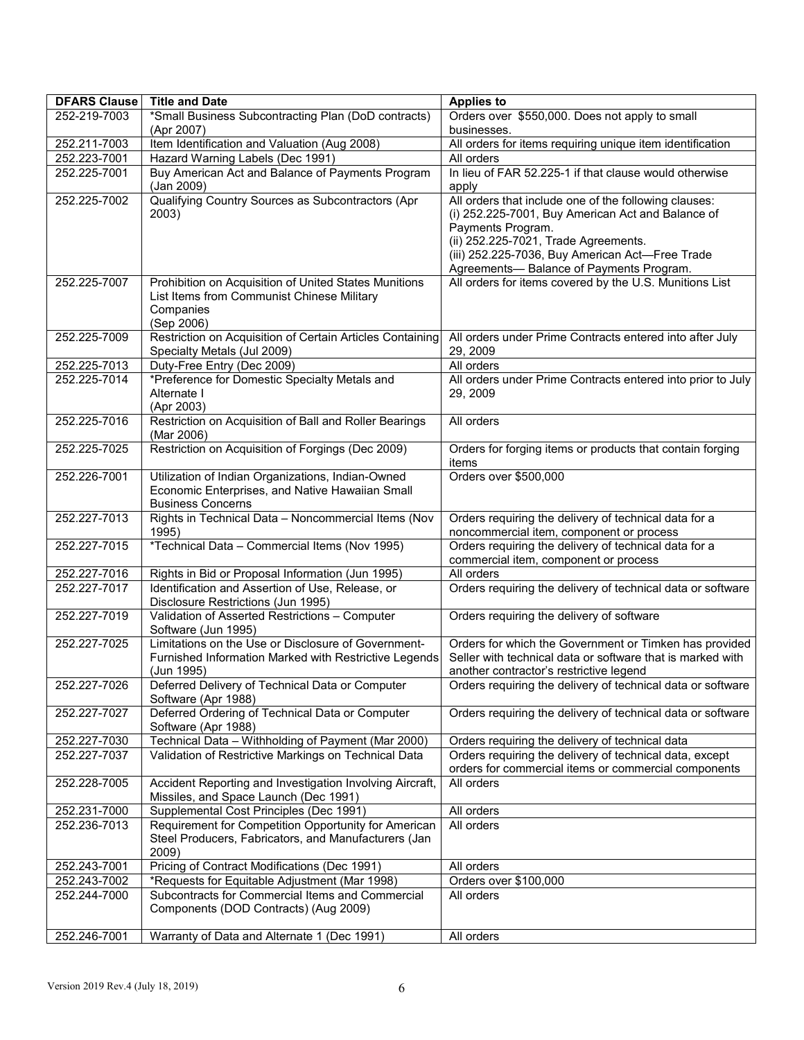| DFARS Clause | Title and Date | Applies to |
|---|---|---|
| 252-219-7003 | *Small Business Subcontracting Plan (DoD contracts) (Apr 2007) | Orders over $550,000. Does not apply to small businesses. |
| 252.211-7003 | Item Identification and Valuation (Aug 2008) | All orders for items requiring unique item identification |
| 252.223-7001 | Hazard Warning Labels (Dec 1991) | All orders |
| 252.225-7001 | Buy American Act and Balance of Payments Program (Jan 2009) | In lieu of FAR 52.225-1 if that clause would otherwise apply |
| 252.225-7002 | Qualifying Country Sources as Subcontractors (Apr 2003) | All orders that include one of the following clauses: (i) 252.225-7001, Buy American Act and Balance of Payments Program. (ii) 252.225-7021, Trade Agreements. (iii) 252.225-7036, Buy American Act—Free Trade Agreements— Balance of Payments Program. |
| 252.225-7007 | Prohibition on Acquisition of United States Munitions List Items from Communist Chinese Military Companies (Sep 2006) | All orders for items covered by the U.S. Munitions List |
| 252.225-7009 | Restriction on Acquisition of Certain Articles Containing Specialty Metals (Jul 2009) | All orders under Prime Contracts entered into after July 29, 2009 |
| 252.225-7013 | Duty-Free Entry (Dec 2009) | All orders |
| 252.225-7014 | *Preference for Domestic Specialty Metals and Alternate I (Apr 2003) | All orders under Prime Contracts entered into prior to July 29, 2009 |
| 252.225-7016 | Restriction on Acquisition of Ball and Roller Bearings (Mar 2006) | All orders |
| 252.225-7025 | Restriction on Acquisition of Forgings (Dec 2009) | Orders for forging items or products that contain forging items |
| 252.226-7001 | Utilization of Indian Organizations, Indian-Owned Economic Enterprises, and Native Hawaiian Small Business Concerns | Orders over $500,000 |
| 252.227-7013 | Rights in Technical Data – Noncommercial Items (Nov 1995) | Orders requiring the delivery of technical data for a noncommercial item, component or process |
| 252.227-7015 | *Technical Data – Commercial Items (Nov 1995) | Orders requiring the delivery of technical data for a commercial item, component or process |
| 252.227-7016 | Rights in Bid or Proposal Information (Jun 1995) | All orders |
| 252.227-7017 | Identification and Assertion of Use, Release, or Disclosure Restrictions (Jun 1995) | Orders requiring the delivery of technical data or software |
| 252.227-7019 | Validation of Asserted Restrictions – Computer Software (Jun 1995) | Orders requiring the delivery of software |
| 252.227-7025 | Limitations on the Use or Disclosure of Government-Furnished Information Marked with Restrictive Legends (Jun 1995) | Orders for which the Government or Timken has provided Seller with technical data or software that is marked with another contractor's restrictive legend |
| 252.227-7026 | Deferred Delivery of Technical Data or Computer Software (Apr 1988) | Orders requiring the delivery of technical data or software |
| 252.227-7027 | Deferred Ordering of Technical Data or Computer Software (Apr 1988) | Orders requiring the delivery of technical data or software |
| 252.227-7030 | Technical Data – Withholding of Payment (Mar 2000) | Orders requiring the delivery of technical data |
| 252.227-7037 | Validation of Restrictive Markings on Technical Data | Orders requiring the delivery of technical data, except orders for commercial items or commercial components |
| 252.228-7005 | Accident Reporting and Investigation Involving Aircraft, Missiles, and Space Launch (Dec 1991) | All orders |
| 252.231-7000 | Supplemental Cost Principles (Dec 1991) | All orders |
| 252.236-7013 | Requirement for Competition Opportunity for American Steel Producers, Fabricators, and Manufacturers (Jan 2009) | All orders |
| 252.243-7001 | Pricing of Contract Modifications (Dec 1991) | All orders |
| 252.243-7002 | *Requests for Equitable Adjustment (Mar 1998) | Orders over $100,000 |
| 252.244-7000 | Subcontracts for Commercial Items and Commercial Components (DOD Contracts) (Aug 2009) | All orders |
| 252.246-7001 | Warranty of Data and Alternate 1 (Dec 1991) | All orders |

Version 2019 Rev.4 (July 18, 2019)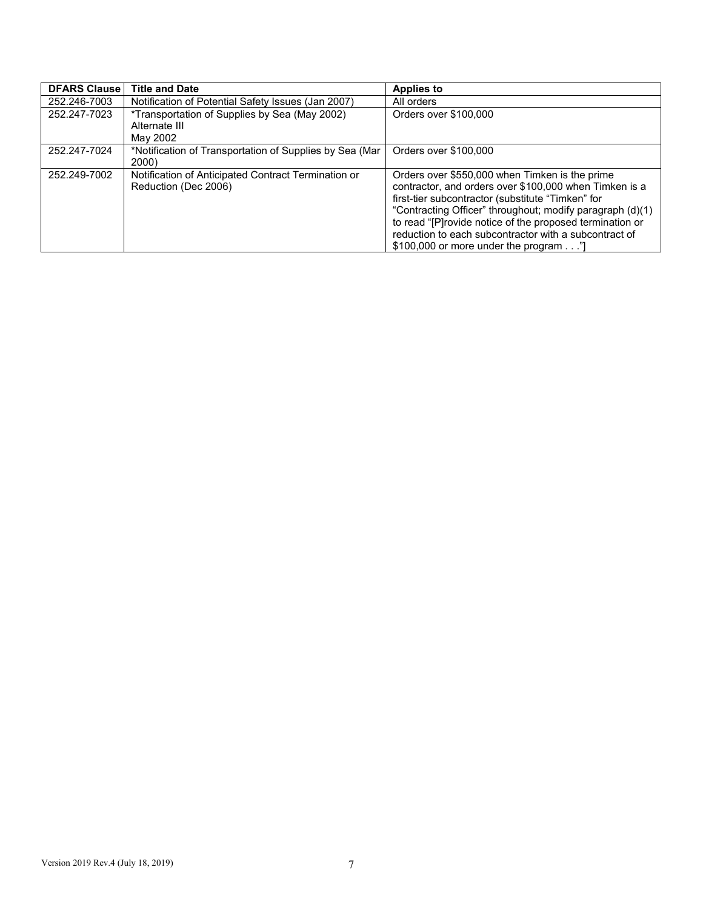| DFARS Clause | Title and Date | Applies to |
|---|---|---|
| 252.246-7003 | Notification of Potential Safety Issues (Jan 2007) | All orders |
| 252.247-7023 | *Transportation of Supplies by Sea (May 2002) Alternate III May 2002 | Orders over $100,000 |
| 252.247-7024 | *Notification of Transportation of Supplies by Sea (Mar 2000) | Orders over $100,000 |
| 252.249-7002 | Notification of Anticipated Contract Termination or Reduction (Dec 2006) | Orders over $550,000 when Timken is the prime contractor, and orders over $100,000 when Timken is a first-tier subcontractor (substitute "Timken" for "Contracting Officer" throughout; modify paragraph (d)(1) to read "[P]rovide notice of the proposed termination or reduction to each subcontractor with a subcontract of $100,000 or more under the program . . ."] |

Version 2019 Rev.4 (July 18, 2019)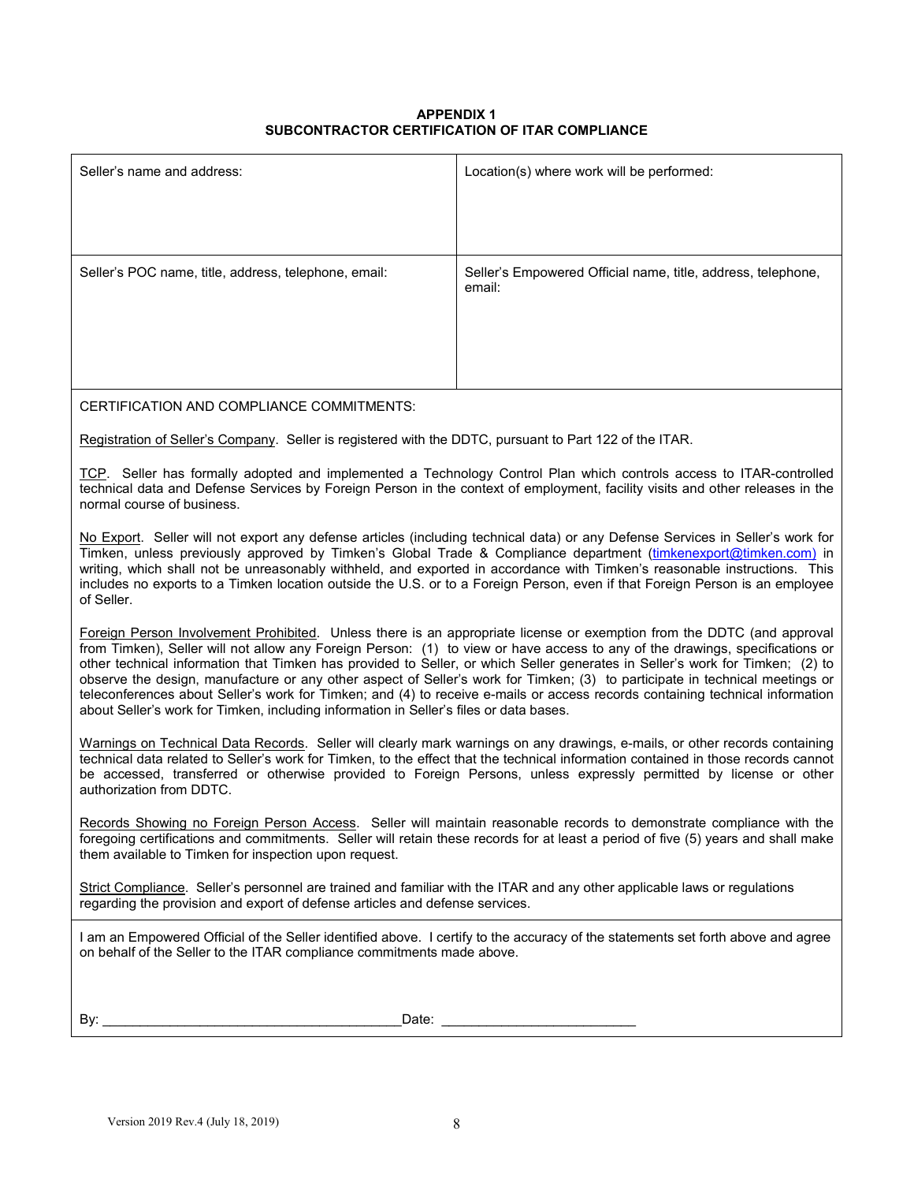**APPENDIX 1**
**SUBCONTRACTOR CERTIFICATION OF ITAR COMPLIANCE**

| | |
|---|---|
| Seller's name and address: | Location(s) where work will be performed: |
| Seller's POC name, title, address, telephone, email: | Seller's Empowered Official name, title, address, telephone, email: |

CERTIFICATION AND COMPLIANCE COMMITMENTS:

Registration of Seller's Company. Seller is registered with the DDTC, pursuant to Part 122 of the ITAR.

TCP. Seller has formally adopted and implemented a Technology Control Plan which controls access to ITAR-controlled technical data and Defense Services by Foreign Person in the context of employment, facility visits and other releases in the normal course of business.

No Export. Seller will not export any defense articles (including technical data) or any Defense Services in Seller's work for Timken, unless previously approved by Timken's Global Trade & Compliance department (timkenexport@timken.com) in writing, which shall not be unreasonably withheld, and exported in accordance with Timken's reasonable instructions. This includes no exports to a Timken location outside the U.S. or to a Foreign Person, even if that Foreign Person is an employee of Seller.

Foreign Person Involvement Prohibited. Unless there is an appropriate license or exemption from the DDTC (and approval from Timken), Seller will not allow any Foreign Person: (1) to view or have access to any of the drawings, specifications or other technical information that Timken has provided to Seller, or which Seller generates in Seller's work for Timken; (2) to observe the design, manufacture or any other aspect of Seller's work for Timken; (3) to participate in technical meetings or teleconferences about Seller's work for Timken; and (4) to receive e-mails or access records containing technical information about Seller's work for Timken, including information in Seller's files or data bases.

Warnings on Technical Data Records. Seller will clearly mark warnings on any drawings, e-mails, or other records containing technical data related to Seller's work for Timken, to the effect that the technical information contained in those records cannot be accessed, transferred or otherwise provided to Foreign Persons, unless expressly permitted by license or other authorization from DDTC.

Records Showing no Foreign Person Access. Seller will maintain reasonable records to demonstrate compliance with the foregoing certifications and commitments. Seller will retain these records for at least a period of five (5) years and shall make them available to Timken for inspection upon request.

Strict Compliance. Seller's personnel are trained and familiar with the ITAR and any other applicable laws or regulations regarding the provision and export of defense articles and defense services.

I am an Empowered Official of the Seller identified above. I certify to the accuracy of the statements set forth above and agree on behalf of the Seller to the ITAR compliance commitments made above.

By: ______________________________________ Date: _________________________

Version 2019 Rev.4 (July 18, 2019)